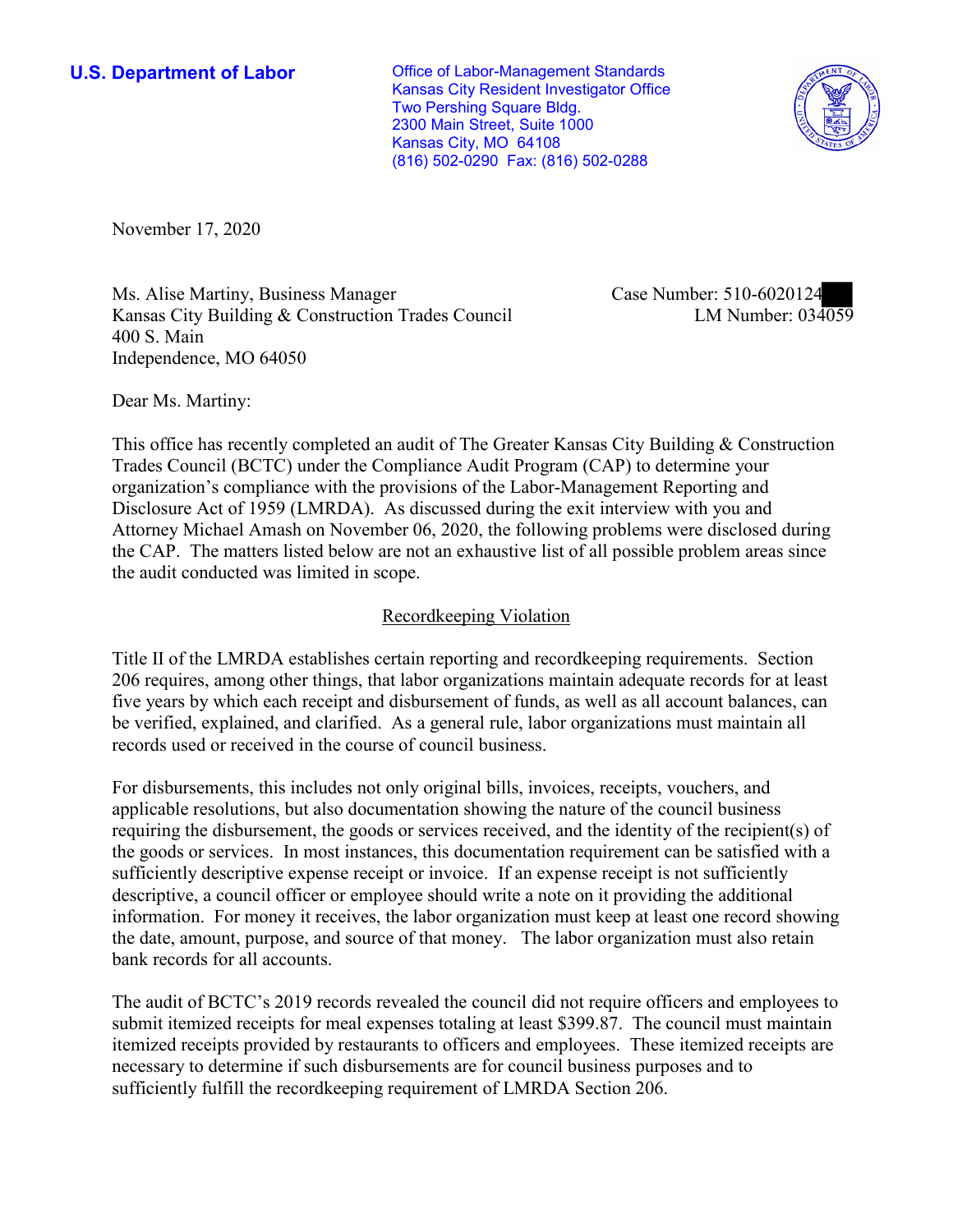**U.S. Department of Labor**

Office of Labor-Management Standards
Kansas City Resident Investigator Office
Two Pershing Square Bldg.
2300 Main Street, Suite 1000
Kansas City, MO 64108
(816) 502-0290 Fax: (816) 502-0288

November 17, 2020

Ms. Alise Martiny, Business Manager
Kansas City Building & Construction Trades Council
400 S. Main
Independence, MO 64050

Case Number: 510-6020124
LM Number: 034059

Dear Ms. Martiny:

This office has recently completed an audit of The Greater Kansas City Building & Construction Trades Council (BCTC) under the Compliance Audit Program (CAP) to determine your organization's compliance with the provisions of the Labor-Management Reporting and Disclosure Act of 1959 (LMRDA). As discussed during the exit interview with you and Attorney Michael Amash on November 06, 2020, the following problems were disclosed during the CAP. The matters listed below are not an exhaustive list of all possible problem areas since the audit conducted was limited in scope.

## Recordkeeping Violation

Title II of the LMRDA establishes certain reporting and recordkeeping requirements. Section 206 requires, among other things, that labor organizations maintain adequate records for at least five years by which each receipt and disbursement of funds, as well as all account balances, can be verified, explained, and clarified. As a general rule, labor organizations must maintain all records used or received in the course of council business.

For disbursements, this includes not only original bills, invoices, receipts, vouchers, and applicable resolutions, but also documentation showing the nature of the council business requiring the disbursement, the goods or services received, and the identity of the recipient(s) of the goods or services. In most instances, this documentation requirement can be satisfied with a sufficiently descriptive expense receipt or invoice. If an expense receipt is not sufficiently descriptive, a council officer or employee should write a note on it providing the additional information. For money it receives, the labor organization must keep at least one record showing the date, amount, purpose, and source of that money. The labor organization must also retain bank records for all accounts.

The audit of BCTC's 2019 records revealed the council did not require officers and employees to submit itemized receipts for meal expenses totaling at least $399.87. The council must maintain itemized receipts provided by restaurants to officers and employees. These itemized receipts are necessary to determine if such disbursements are for council business purposes and to sufficiently fulfill the recordkeeping requirement of LMRDA Section 206.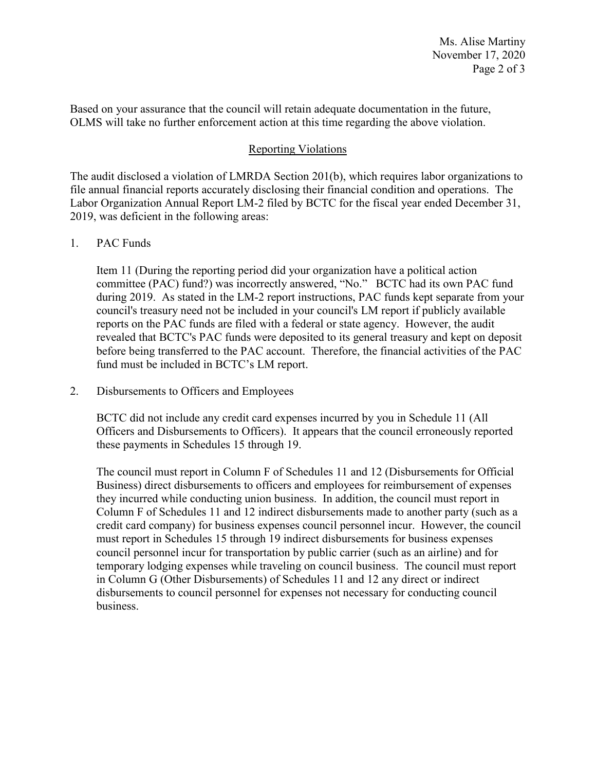Based on your assurance that the council will retain adequate documentation in the future, OLMS will take no further enforcement action at this time regarding the above violation.

## Reporting Violations

The audit disclosed a violation of LMRDA Section 201(b), which requires labor organizations to file annual financial reports accurately disclosing their financial condition and operations. The Labor Organization Annual Report LM-2 filed by BCTC for the fiscal year ended December 31, 2019, was deficient in the following areas:

1. PAC Funds

   Item 11 (During the reporting period did your organization have a political action committee (PAC) fund?) was incorrectly answered, "No." BCTC had its own PAC fund during 2019. As stated in the LM-2 report instructions, PAC funds kept separate from your council's treasury need not be included in your council's LM report if publicly available reports on the PAC funds are filed with a federal or state agency. However, the audit revealed that BCTC's PAC funds were deposited to its general treasury and kept on deposit before being transferred to the PAC account. Therefore, the financial activities of the PAC fund must be included in BCTC's LM report.

2. Disbursements to Officers and Employees

   BCTC did not include any credit card expenses incurred by you in Schedule 11 (All Officers and Disbursements to Officers). It appears that the council erroneously reported these payments in Schedules 15 through 19.

   The council must report in Column F of Schedules 11 and 12 (Disbursements for Official Business) direct disbursements to officers and employees for reimbursement of expenses they incurred while conducting union business. In addition, the council must report in Column F of Schedules 11 and 12 indirect disbursements made to another party (such as a credit card company) for business expenses council personnel incur. However, the council must report in Schedules 15 through 19 indirect disbursements for business expenses council personnel incur for transportation by public carrier (such as an airline) and for temporary lodging expenses while traveling on council business. The council must report in Column G (Other Disbursements) of Schedules 11 and 12 any direct or indirect disbursements to council personnel for expenses not necessary for conducting council business.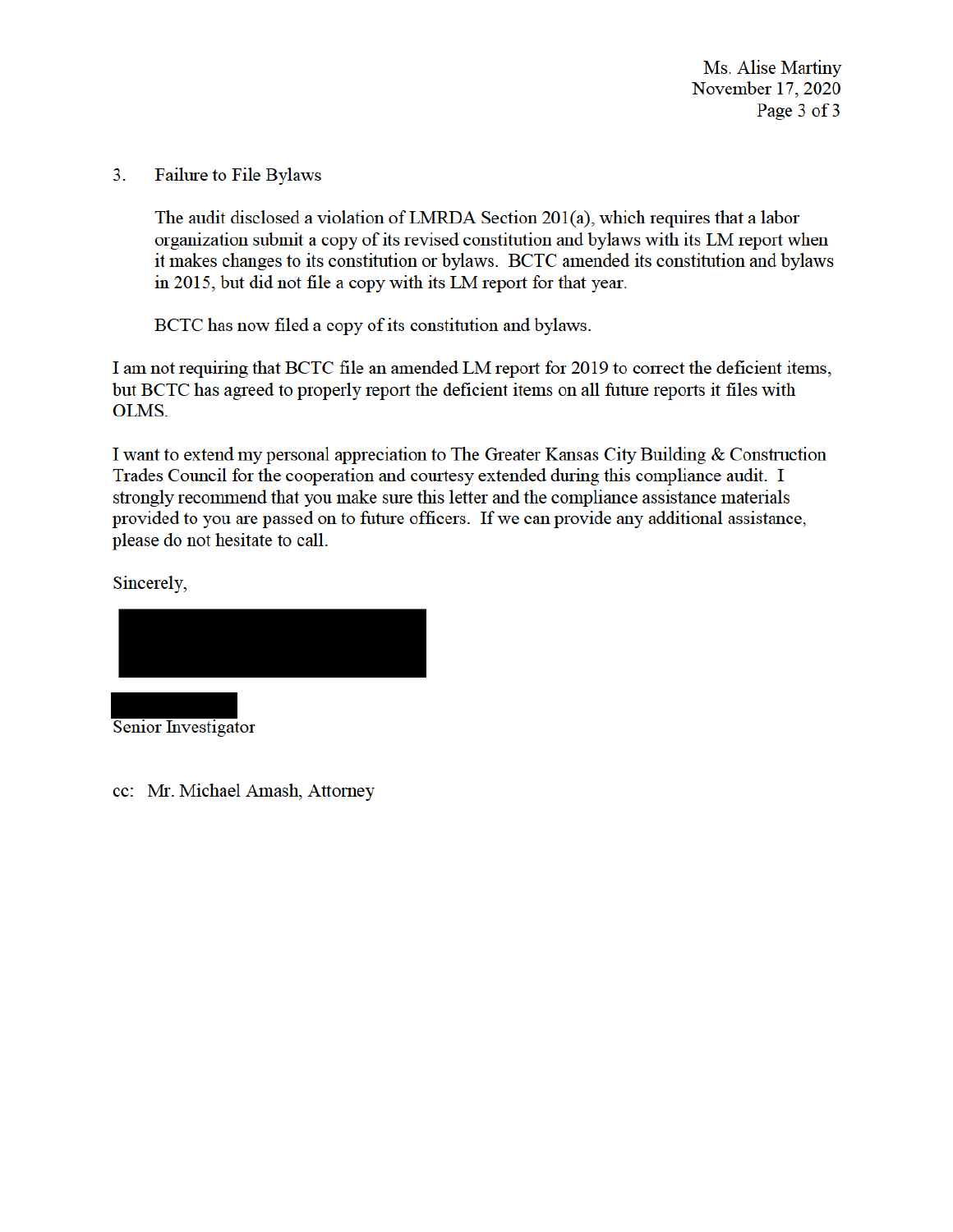3. Failure to File Bylaws

   The audit disclosed a violation of LMRDA Section 201(a), which requires that a labor organization submit a copy of its revised constitution and bylaws with its LM report when it makes changes to its constitution or bylaws. BCTC amended its constitution and bylaws in 2015, but did not file a copy with its LM report for that year.

   BCTC has now filed a copy of its constitution and bylaws.

I am not requiring that BCTC file an amended LM report for 2019 to correct the deficient items, but BCTC has agreed to properly report the deficient items on all future reports it files with OLMS.

I want to extend my personal appreciation to The Greater Kansas City Building & Construction Trades Council for the cooperation and courtesy extended during this compliance audit. I strongly recommend that you make sure this letter and the compliance assistance materials provided to you are passed on to future officers. If we can provide any additional assistance, please do not hesitate to call.

Sincerely,

Senior Investigator

cc: Mr. Michael Amash, Attorney